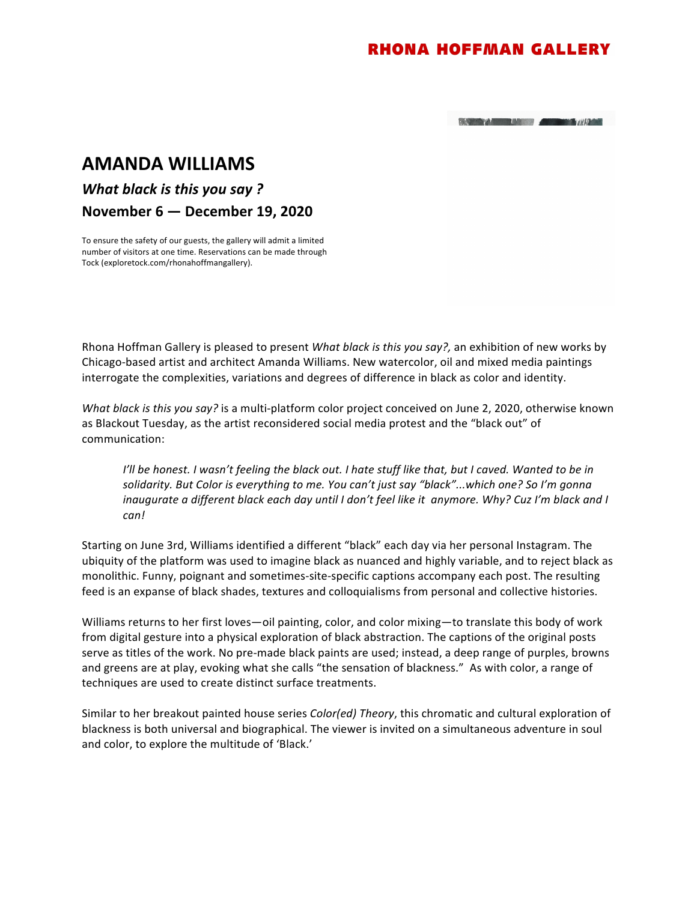RHONA HOFFMAN GALLERY

# AMANDA WILLIAMS

### *What black is this you say ?*

### November 6 — December 19, 2020

To ensure the safety of our guests, the gallery will admit a limited number of visitors at one time. Reservations can be made through Tock (exploretock.com/rhonahoffmangallery).

Rhona Hoffman Gallery is pleased to present *What black is this you say?,* an exhibition of new works by Chicago-based artist and architect Amanda Williams. New watercolor, oil and mixed media paintings interrogate the complexities, variations and degrees of difference in black as color and identity.

*What black is this you say?* is a multi-platform color project conceived on June 2, 2020, otherwise known as Blackout Tuesday, as the artist reconsidered social media protest and the "black out" of communication:

> *I'll be honest. I wasn't feeling the black out. I hate stuff like that, but I caved. Wanted to be in solidarity. But Color is everything to me. You can't just say "black"...which one? So I'm gonna inaugurate a different black each day until I don't feel like it anymore. Why? Cuz I'm black and I can!*

Starting on June 3rd, Williams identified a different "black" each day via her personal Instagram. The ubiquity of the platform was used to imagine black as nuanced and highly variable, and to reject black as monolithic. Funny, poignant and sometimes-site-specific captions accompany each post. The resulting feed is an expanse of black shades, textures and colloquialisms from personal and collective histories.

Williams returns to her first loves—oil painting, color, and color mixing—to translate this body of work from digital gesture into a physical exploration of black abstraction. The captions of the original posts serve as titles of the work. No pre-made black paints are used; instead, a deep range of purples, browns and greens are at play, evoking what she calls "the sensation of blackness." As with color, a range of techniques are used to create distinct surface treatments.

Similar to her breakout painted house series *Color(ed) Theory*, this chromatic and cultural exploration of blackness is both universal and biographical. The viewer is invited on a simultaneous adventure in soul and color, to explore the multitude of 'Black.'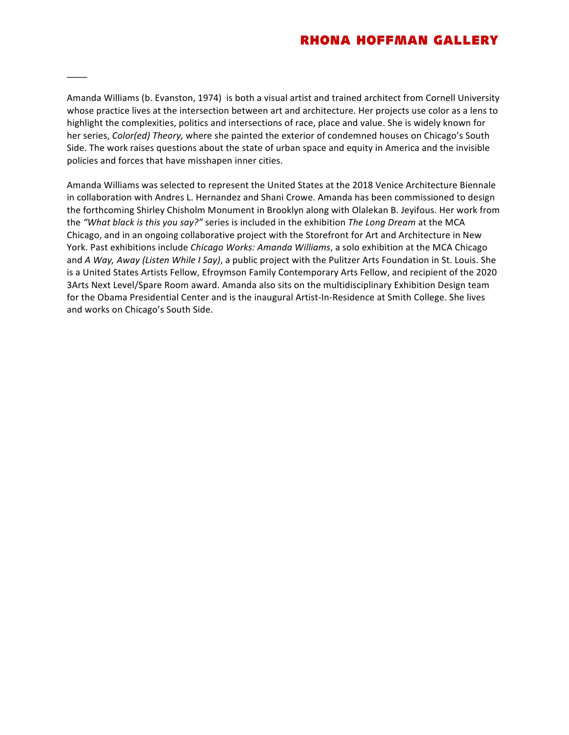____

Amanda Williams (b. Evanston, 1974) is both a visual artist and trained architect from Cornell University whose practice lives at the intersection between art and architecture. Her projects use color as a lens to highlight the complexities, politics and intersections of race, place and value. She is widely known for her series, *Color(ed) Theory,* where she painted the exterior of condemned houses on Chicago's South Side. The work raises questions about the state of urban space and equity in America and the invisible policies and forces that have misshapen inner cities.

Amanda Williams was selected to represent the United States at the 2018 Venice Architecture Biennale in collaboration with Andres L. Hernandez and Shani Crowe. Amanda has been commissioned to design the forthcoming Shirley Chisholm Monument in Brooklyn along with Olalekan B. Jeyifous. Her work from the *"What black is this you say?"* series is included in the exhibition *The Long Dream* at the MCA Chicago, and in an ongoing collaborative project with the Storefront for Art and Architecture in New York. Past exhibitions include *Chicago Works: Amanda Williams*, a solo exhibition at the MCA Chicago and *A Way, Away (Listen While I Say)*, a public project with the Pulitzer Arts Foundation in St. Louis. She is a United States Artists Fellow, Efroymson Family Contemporary Arts Fellow, and recipient of the 2020 3Arts Next Level/Spare Room award. Amanda also sits on the multidisciplinary Exhibition Design team for the Obama Presidential Center and is the inaugural Artist-In-Residence at Smith College. She lives and works on Chicago's South Side.